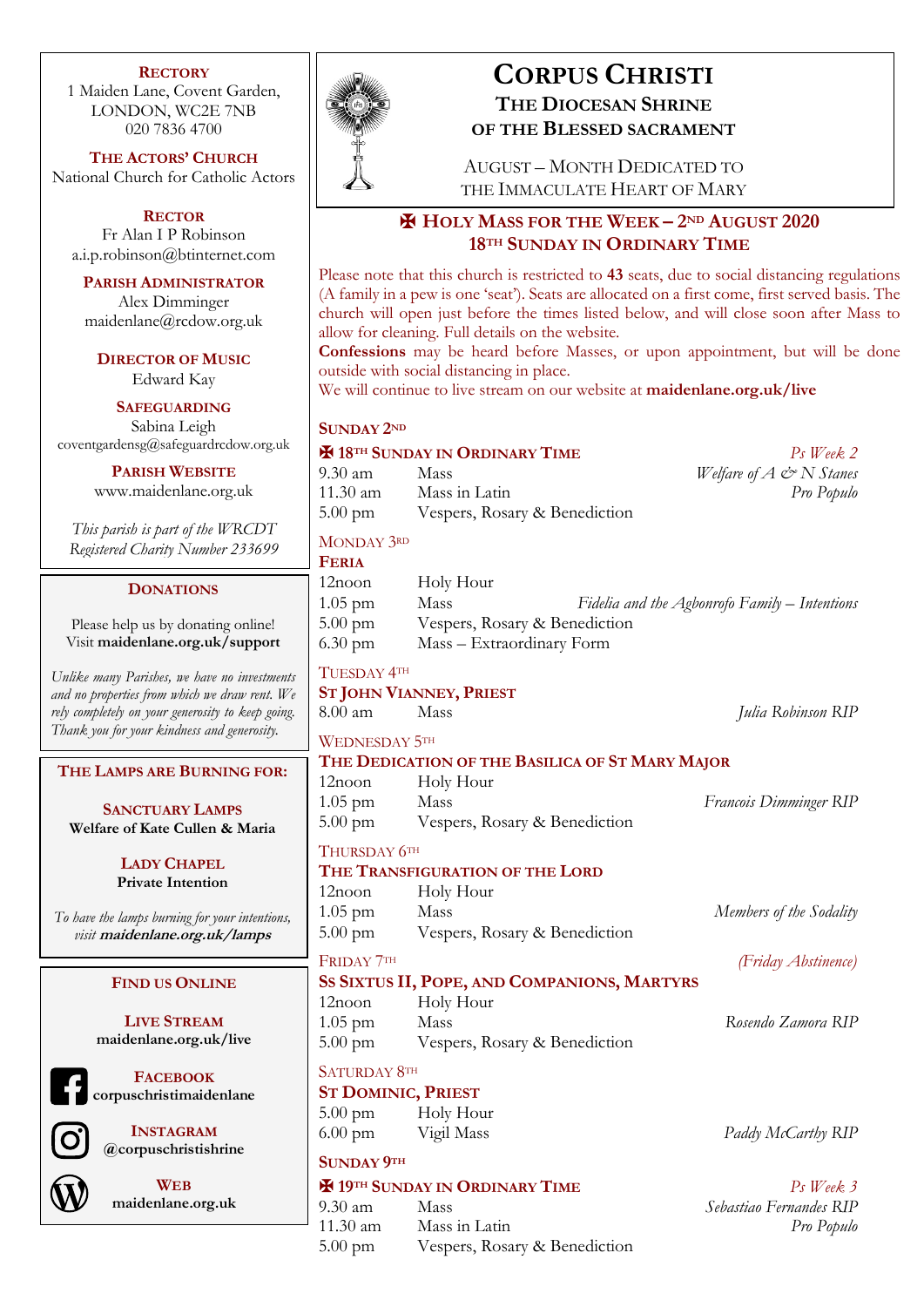# CORPUS CHRISTI

## THE DIOCESAN SHRINE OF THE BLESSED SACRAMENT

AUGUST – MONTH DEDICATED TO THE IMMACULATE HEART OF MARY

## ✠ HOLY MASS FOR THE WEEK – 2ND AUGUST 2020
## 18TH SUNDAY IN ORDINARY TIME

Please note that this church is restricted to **43** seats, due to social distancing regulations (A family in a pew is one 'seat'). Seats are allocated on a first come, first served basis. The church will open just before the times listed below, and will close soon after Mass to allow for cleaning. Full details on the website.

**Confessions** may be heard before Masses, or upon appointment, but will be done outside with social distancing in place.

We will continue to live stream on our website at **maidenlane.org.uk/live**

### SUNDAY 2ND

**✠ 18TH SUNDAY IN ORDINARY TIME** — *Ps Week 2*

| | | |
|---|---|---|
| 9.30 am | Mass | *Welfare of A & N Stanes* |
| 11.30 am | Mass in Latin | *Pro Populo* |
| 5.00 pm | Vespers, Rosary & Benediction | |

### MONDAY 3RD

**FERIA**

| | | |
|---|---|---|
| 12noon | Holy Hour | |
| 1.05 pm | Mass | *Fidelia and the Agbonrofo Family – Intentions* |
| 5.00 pm | Vespers, Rosary & Benediction | |
| 6.30 pm | Mass – Extraordinary Form | |

### TUESDAY 4TH

**ST JOHN VIANNEY, PRIEST**

| | | |
|---|---|---|
| 8.00 am | Mass | *Julia Robinson RIP* |

### WEDNESDAY 5TH

**THE DEDICATION OF THE BASILICA OF ST MARY MAJOR**

| | | |
|---|---|---|
| 12noon | Holy Hour | |
| 1.05 pm | Mass | *Francois Dimminger RIP* |
| 5.00 pm | Vespers, Rosary & Benediction | |

### THURSDAY 6TH

**THE TRANSFIGURATION OF THE LORD**

| | | |
|---|---|---|
| 12noon | Holy Hour | |
| 1.05 pm | Mass | *Members of the Sodality* |
| 5.00 pm | Vespers, Rosary & Benediction | |

### FRIDAY 7TH — *(Friday Abstinence)*

**SS SIXTUS II, POPE, AND COMPANIONS, MARTYRS**

| | | |
|---|---|---|
| 12noon | Holy Hour | |
| 1.05 pm | Mass | *Rosendo Zamora RIP* |
| 5.00 pm | Vespers, Rosary & Benediction | |

### SATURDAY 8TH

**ST DOMINIC, PRIEST**

| | | |
|---|---|---|
| 5.00 pm | Holy Hour | |
| 6.00 pm | Vigil Mass | *Paddy McCarthy RIP* |

### SUNDAY 9TH

**✠ 19TH SUNDAY IN ORDINARY TIME** — *Ps Week 3*

| | | |
|---|---|---|
| 9.30 am | Mass | *Sebastiao Fernandes RIP* |
| 11.30 am | Mass in Latin | *Pro Populo* |
| 5.00 pm | Vespers, Rosary & Benediction | |

---

**RECTORY**
1 Maiden Lane, Covent Garden,
LONDON, WC2E 7NB
020 7836 4700

**THE ACTORS' CHURCH**
National Church for Catholic Actors

**RECTOR**
Fr Alan I P Robinson
a.i.p.robinson@btinternet.com

**PARISH ADMINISTRATOR**
Alex Dimminger
maidenlane@rcdow.org.uk

**DIRECTOR OF MUSIC**
Edward Kay

**SAFEGUARDING**
Sabina Leigh
coventgardensg@safeguardrcdow.org.uk

**PARISH WEBSITE**
www.maidenlane.org.uk

*This parish is part of the WRCDT*
*Registered Charity Number 233699*

**DONATIONS**

Please help us by donating online!
Visit **maidenlane.org.uk/support**

*Unlike many Parishes, we have no investments and no properties from which we draw rent. We rely completely on your generosity to keep going. Thank you for your kindness and generosity.*

**THE LAMPS ARE BURNING FOR:**

**SANCTUARY LAMPS**
**Welfare of Kate Cullen & Maria**

**LADY CHAPEL**
**Private Intention**

*To have the lamps burning for your intentions, visit* ***maidenlane.org.uk/lamps***

**FIND US ONLINE**

**LIVE STREAM**
**maidenlane.org.uk/live**

**FACEBOOK**
**corpuschristimaidenlane**

**INSTAGRAM**
**@corpuschristishrine**

**WEB**
**maidenlane.org.uk**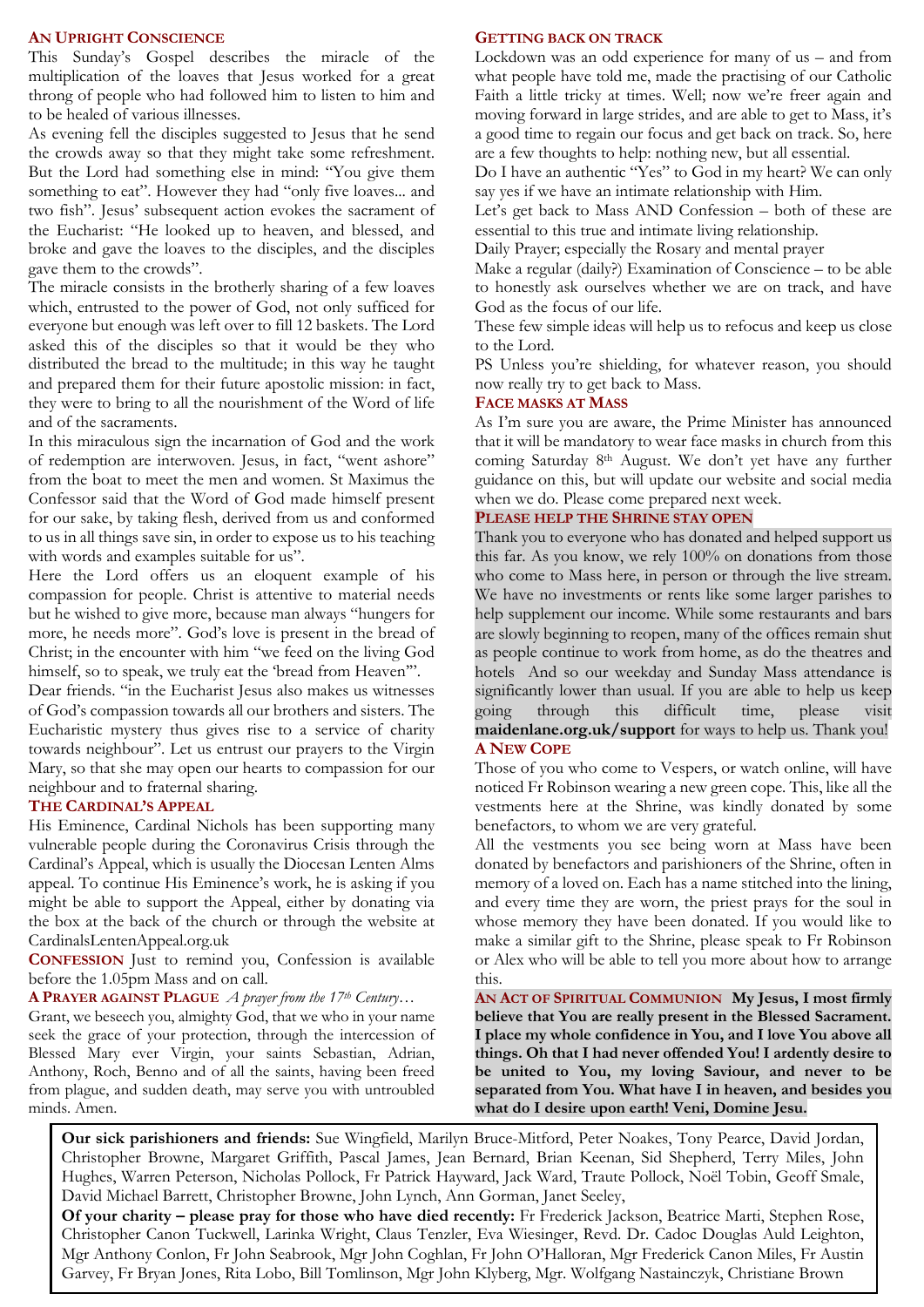## An Upright Conscience

This Sunday's Gospel describes the miracle of the multiplication of the loaves that Jesus worked for a great throng of people who had followed him to listen to him and to be healed of various illnesses.

As evening fell the disciples suggested to Jesus that he send the crowds away so that they might take some refreshment. But the Lord had something else in mind: "You give them something to eat". However they had "only five loaves... and two fish". Jesus' subsequent action evokes the sacrament of the Eucharist: "He looked up to heaven, and blessed, and broke and gave the loaves to the disciples, and the disciples gave them to the crowds".

The miracle consists in the brotherly sharing of a few loaves which, entrusted to the power of God, not only sufficed for everyone but enough was left over to fill 12 baskets. The Lord asked this of the disciples so that it would be they who distributed the bread to the multitude; in this way he taught and prepared them for their future apostolic mission: in fact, they were to bring to all the nourishment of the Word of life and of the sacraments.

In this miraculous sign the incarnation of God and the work of redemption are interwoven. Jesus, in fact, "went ashore" from the boat to meet the men and women. St Maximus the Confessor said that the Word of God made himself present for our sake, by taking flesh, derived from us and conformed to us in all things save sin, in order to expose us to his teaching with words and examples suitable for us".

Here the Lord offers us an eloquent example of his compassion for people. Christ is attentive to material needs but he wished to give more, because man always "hungers for more, he needs more". God's love is present in the bread of Christ; in the encounter with him "we feed on the living God himself, so to speak, we truly eat the 'bread from Heaven'".

Dear friends. "in the Eucharist Jesus also makes us witnesses of God's compassion towards all our brothers and sisters. The Eucharistic mystery thus gives rise to a service of charity towards neighbour". Let us entrust our prayers to the Virgin Mary, so that she may open our hearts to compassion for our neighbour and to fraternal sharing.

## The Cardinal's Appeal

His Eminence, Cardinal Nichols has been supporting many vulnerable people during the Coronavirus Crisis through the Cardinal's Appeal, which is usually the Diocesan Lenten Alms appeal. To continue His Eminence's work, he is asking if you might be able to support the Appeal, either by donating via the box at the back of the church or through the website at CardinalsLentenAppeal.org.uk

**Confession** Just to remind you, Confession is available before the 1.05pm Mass and on call.

**A Prayer against Plague** *A prayer from the 17th Century…*

Grant, we beseech you, almighty God, that we who in your name seek the grace of your protection, through the intercession of Blessed Mary ever Virgin, your saints Sebastian, Adrian, Anthony, Roch, Benno and of all the saints, having been freed from plague, and sudden death, may serve you with untroubled minds. Amen.

## Getting back on track

Lockdown was an odd experience for many of us – and from what people have told me, made the practising of our Catholic Faith a little tricky at times. Well; now we're freer again and moving forward in large strides, and are able to get to Mass, it's a good time to regain our focus and get back on track. So, here are a few thoughts to help: nothing new, but all essential.

Do I have an authentic "Yes" to God in my heart? We can only say yes if we have an intimate relationship with Him.

Let's get back to Mass AND Confession – both of these are essential to this true and intimate living relationship.

Daily Prayer; especially the Rosary and mental prayer

Make a regular (daily?) Examination of Conscience – to be able to honestly ask ourselves whether we are on track, and have God as the focus of our life.

These few simple ideas will help us to refocus and keep us close to the Lord.

PS Unless you're shielding, for whatever reason, you should now really try to get back to Mass.

## Face masks at Mass

As I'm sure you are aware, the Prime Minister has announced that it will be mandatory to wear face masks in church from this coming Saturday 8th August. We don't yet have any further guidance on this, but will update our website and social media when we do. Please come prepared next week.

## Please help the Shrine stay open

Thank you to everyone who has donated and helped support us this far. As you know, we rely 100% on donations from those who come to Mass here, in person or through the live stream. We have no investments or rents like some larger parishes to help supplement our income. While some restaurants and bars are slowly beginning to reopen, many of the offices remain shut as people continue to work from home, as do the theatres and hotels And so our weekday and Sunday Mass attendance is significantly lower than usual. If you are able to help us keep going through this difficult time, please visit **maidenlane.org.uk/support** for ways to help us. Thank you!

## A New Cope

Those of you who come to Vespers, or watch online, will have noticed Fr Robinson wearing a new green cope. This, like all the vestments here at the Shrine, was kindly donated by some benefactors, to whom we are very grateful.

All the vestments you see being worn at Mass have been donated by benefactors and parishioners of the Shrine, often in memory of a loved on. Each has a name stitched into the lining, and every time they are worn, the priest prays for the soul in whose memory they have been donated. If you would like to make a similar gift to the Shrine, please speak to Fr Robinson or Alex who will be able to tell you more about how to arrange this.

**An Act of Spiritual Communion** **My Jesus, I most firmly believe that You are really present in the Blessed Sacrament. I place my whole confidence in You, and I love You above all things. Oh that I had never offended You! I ardently desire to be united to You, my loving Saviour, and never to be separated from You. What have I in heaven, and besides you what do I desire upon earth! Veni, Domine Jesu.**

**Our sick parishioners and friends:** Sue Wingfield, Marilyn Bruce-Mitford, Peter Noakes, Tony Pearce, David Jordan, Christopher Browne, Margaret Griffith, Pascal James, Jean Bernard, Brian Keenan, Sid Shepherd, Terry Miles, John Hughes, Warren Peterson, Nicholas Pollock, Fr Patrick Hayward, Jack Ward, Traute Pollock, Noël Tobin, Geoff Smale, David Michael Barrett, Christopher Browne, John Lynch, Ann Gorman, Janet Seeley,

**Of your charity – please pray for those who have died recently:** Fr Frederick Jackson, Beatrice Marti, Stephen Rose, Christopher Canon Tuckwell, Larinka Wright, Claus Tenzler, Eva Wiesinger, Revd. Dr. Cadoc Douglas Auld Leighton, Mgr Anthony Conlon, Fr John Seabrook, Mgr John Coghlan, Fr John O'Halloran, Mgr Frederick Canon Miles, Fr Austin Garvey, Fr Bryan Jones, Rita Lobo, Bill Tomlinson, Mgr John Klyberg, Mgr. Wolfgang Nastainczyk, Christiane Brown